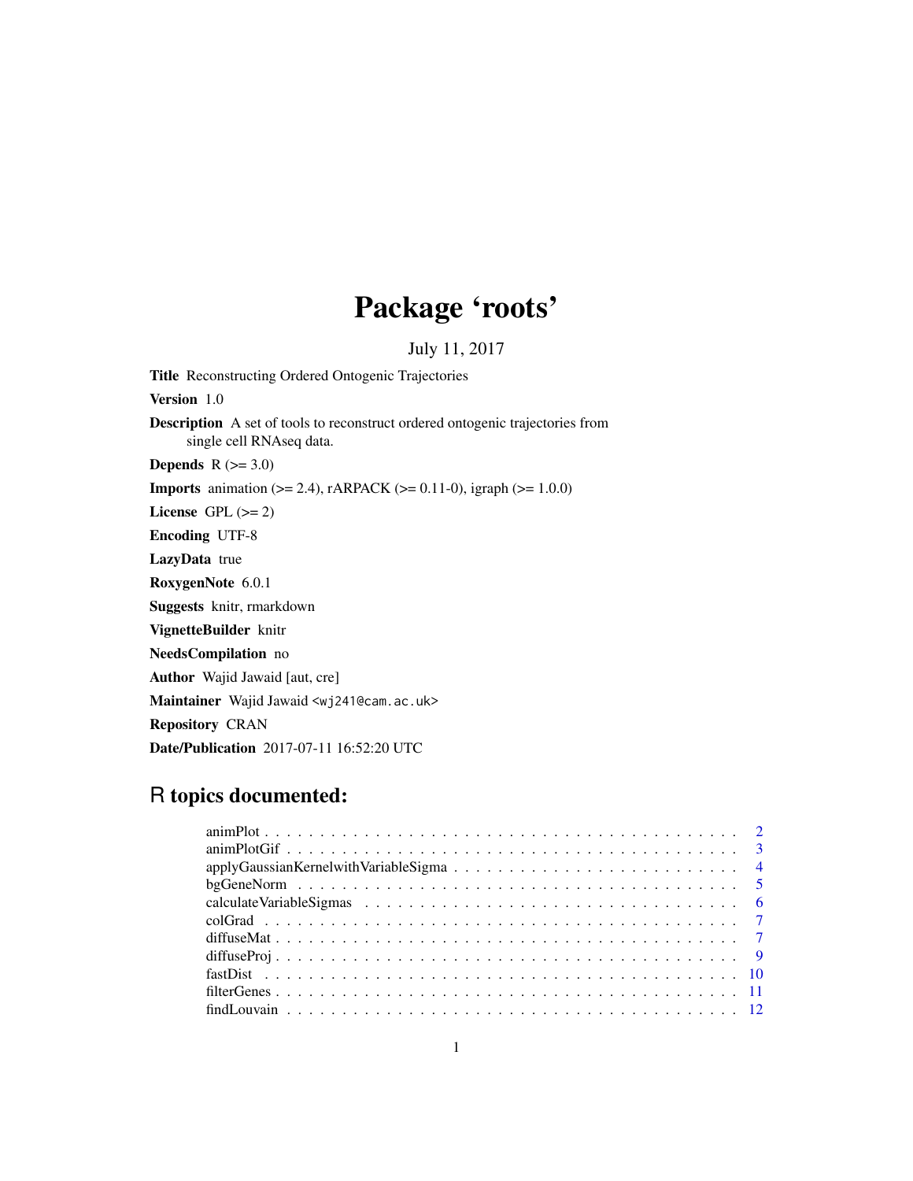# Package 'roots'

July 11, 2017

**Title** Reconstructing Ordered Ontogenic Trajectories

**Version** 1.0

**Description** A set of tools to reconstruct ordered ontogenic trajectories from single cell RNAseq data.

**Depends** R (>= 3.0)

**Imports** animation (>= 2.4), rARPACK (>= 0.11-0), igraph (>= 1.0.0)

**License** GPL (>= 2)

**Encoding** UTF-8

**LazyData** true

**RoxygenNote** 6.0.1

**Suggests** knitr, rmarkdown

**VignetteBuilder** knitr

**NeedsCompilation** no

**Author** Wajid Jawaid [aut, cre]

**Maintainer** Wajid Jawaid <wj241@cam.ac.uk>

**Repository** CRAN

**Date/Publication** 2017-07-11 16:52:20 UTC

## R topics documented:

- animPlot . . . . . . . . . . . . . . . . . . . . . . . . . . . . . . . . . . . . . . . . . . 2
- animPlotGif . . . . . . . . . . . . . . . . . . . . . . . . . . . . . . . . . . . . . . . . . 3
- applyGaussianKernelwithVariableSigma . . . . . . . . . . . . . . . . . . . . . . . . . 4
- bgGeneNorm . . . . . . . . . . . . . . . . . . . . . . . . . . . . . . . . . . . . . . . . 5
- calculateVariableSigmas . . . . . . . . . . . . . . . . . . . . . . . . . . . . . . . . . . 6
- colGrad . . . . . . . . . . . . . . . . . . . . . . . . . . . . . . . . . . . . . . . . . . 7
- diffuseMat . . . . . . . . . . . . . . . . . . . . . . . . . . . . . . . . . . . . . . . . . 7
- diffuseProj . . . . . . . . . . . . . . . . . . . . . . . . . . . . . . . . . . . . . . . . . 9
- fastDist . . . . . . . . . . . . . . . . . . . . . . . . . . . . . . . . . . . . . . . . . . 10
- filterGenes . . . . . . . . . . . . . . . . . . . . . . . . . . . . . . . . . . . . . . . . . 11
- findLouvain . . . . . . . . . . . . . . . . . . . . . . . . . . . . . . . . . . . . . . . . . 12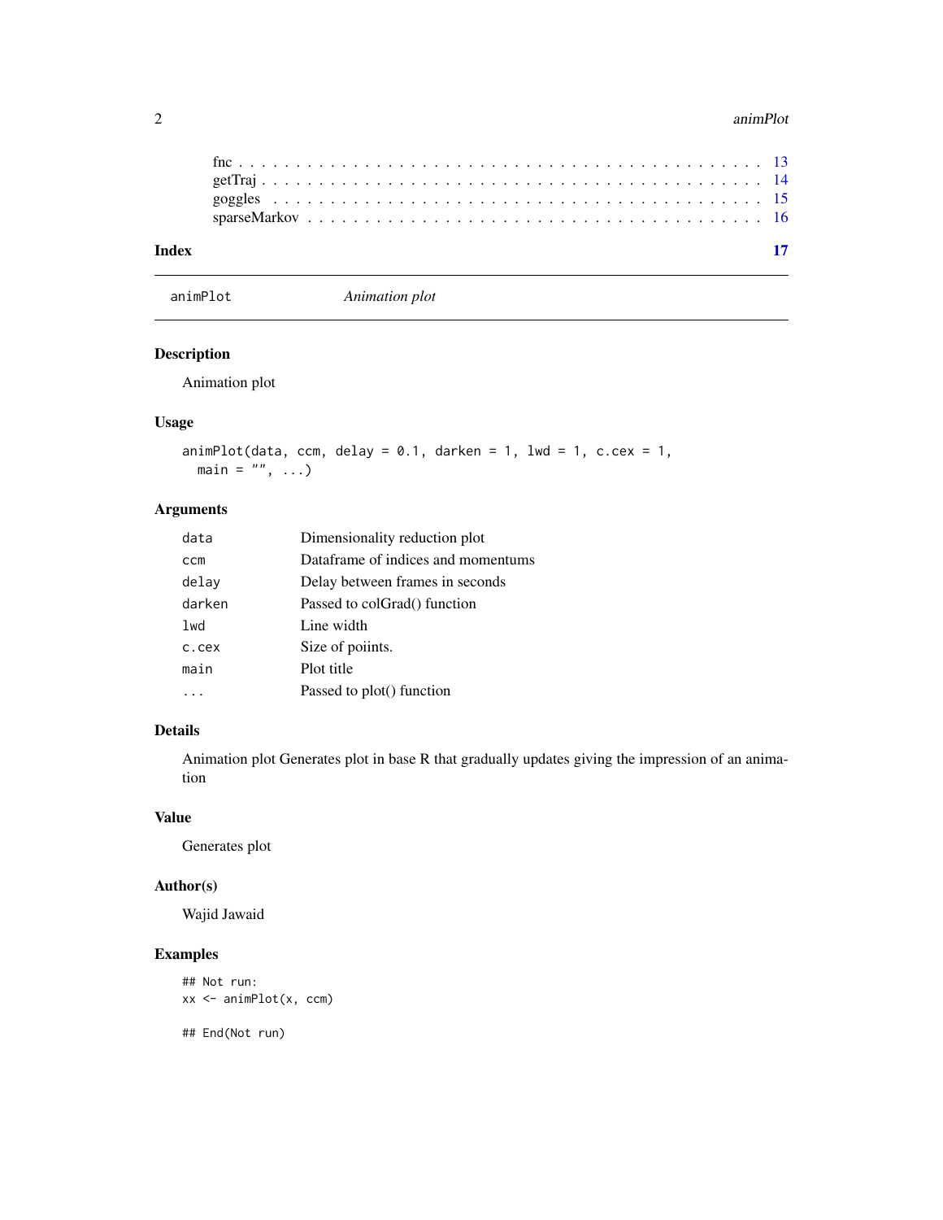fnc . . . . . . . . . . . . . . . . . . . . . . . . . . . . . . . . . . . . . . . . . . 13
getTraj . . . . . . . . . . . . . . . . . . . . . . . . . . . . . . . . . . . . . . . . 14
goggles . . . . . . . . . . . . . . . . . . . . . . . . . . . . . . . . . . . . . . . . 15
sparseMarkov . . . . . . . . . . . . . . . . . . . . . . . . . . . . . . . . . . . . . 16

**Index** **17**

---

`animPlot` *Animation plot*

---

## Description

Animation plot

## Usage

```
animPlot(data, ccm, delay = 0.1, darken = 1, lwd = 1, c.cex = 1,
  main = "", ...)
```

## Arguments

| | |
|---|---|
| `data` | Dimensionality reduction plot |
| `ccm` | Dataframe of indices and momentums |
| `delay` | Delay between frames in seconds |
| `darken` | Passed to colGrad() function |
| `lwd` | Line width |
| `c.cex` | Size of poiints. |
| `main` | Plot title |
| `...` | Passed to plot() function |

## Details

Animation plot Generates plot in base R that gradually updates giving the impression of an animation

## Value

Generates plot

## Author(s)

Wajid Jawaid

## Examples

```
## Not run:
xx <- animPlot(x, ccm)

## End(Not run)
```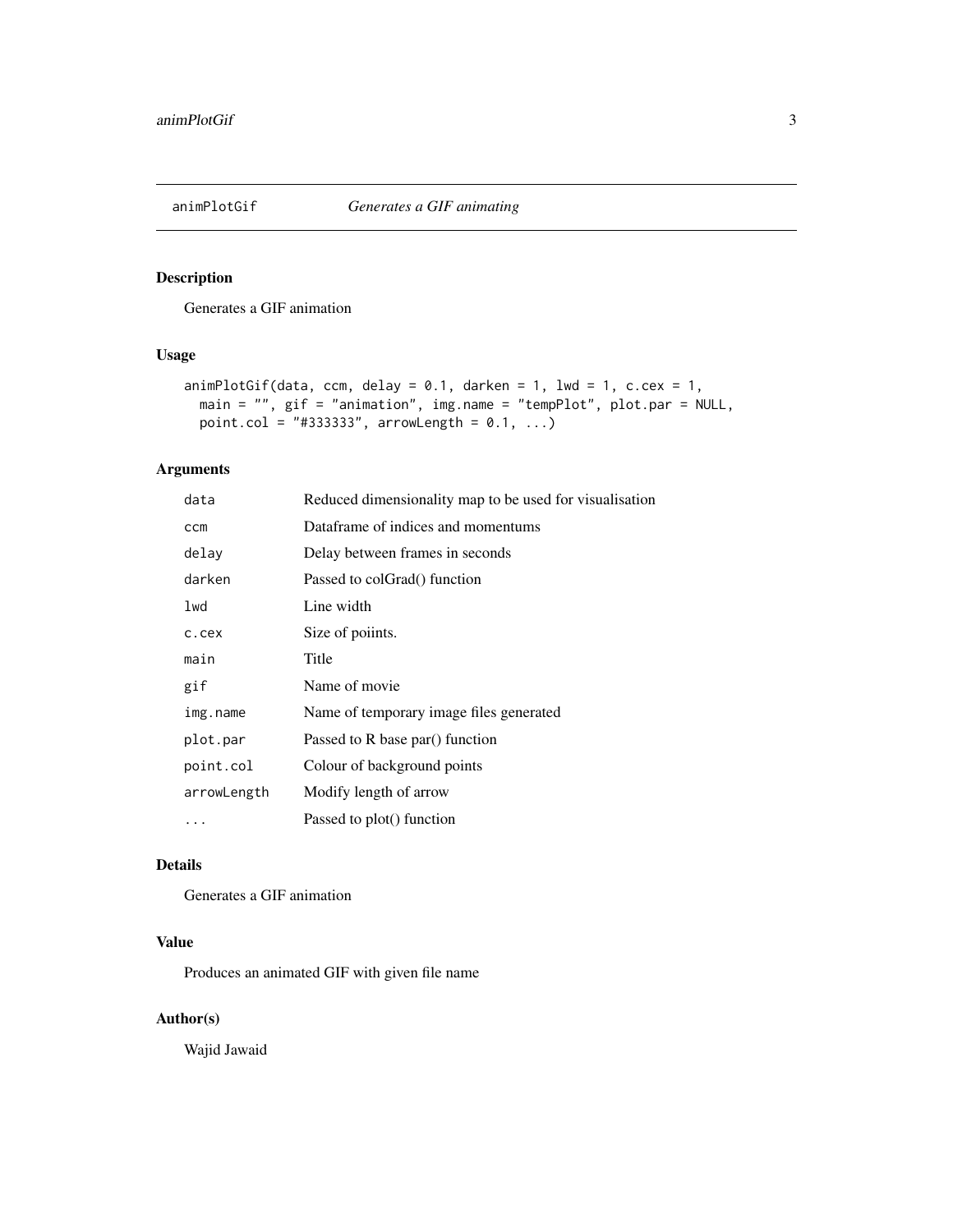# animPlotGif — *Generates a GIF animating*

## Description

Generates a GIF animation

## Usage

```
animPlotGif(data, ccm, delay = 0.1, darken = 1, lwd = 1, c.cex = 1,
  main = "", gif = "animation", img.name = "tempPlot", plot.par = NULL,
  point.col = "#333333", arrowLength = 0.1, ...)
```

## Arguments

| | |
|---|---|
| `data` | Reduced dimensionality map to be used for visualisation |
| `ccm` | Dataframe of indices and momentums |
| `delay` | Delay between frames in seconds |
| `darken` | Passed to colGrad() function |
| `lwd` | Line width |
| `c.cex` | Size of poiints. |
| `main` | Title |
| `gif` | Name of movie |
| `img.name` | Name of temporary image files generated |
| `plot.par` | Passed to R base par() function |
| `point.col` | Colour of background points |
| `arrowLength` | Modify length of arrow |
| `...` | Passed to plot() function |

## Details

Generates a GIF animation

## Value

Produces an animated GIF with given file name

## Author(s)

Wajid Jawaid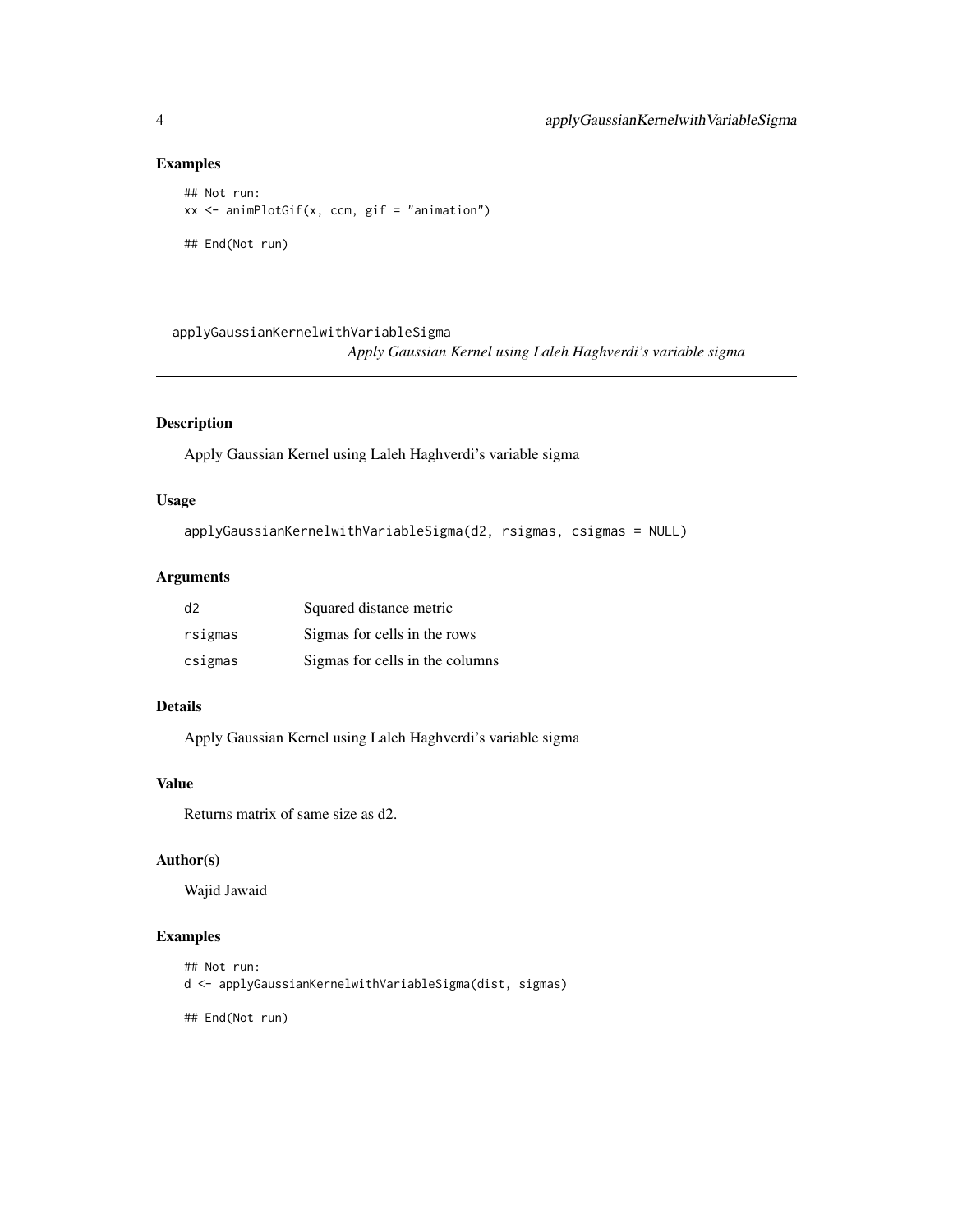## Examples

```
## Not run:
xx <- animPlotGif(x, ccm, gif = "animation")

## End(Not run)
```

---

# applyGaussianKernelwithVariableSigma

*Apply Gaussian Kernel using Laleh Haghverdi's variable sigma*

## Description

Apply Gaussian Kernel using Laleh Haghverdi's variable sigma

## Usage

```
applyGaussianKernelwithVariableSigma(d2, rsigmas, csigmas = NULL)
```

## Arguments

| | |
|---|---|
| d2 | Squared distance metric |
| rsigmas | Sigmas for cells in the rows |
| csigmas | Sigmas for cells in the columns |

## Details

Apply Gaussian Kernel using Laleh Haghverdi's variable sigma

## Value

Returns matrix of same size as d2.

## Author(s)

Wajid Jawaid

## Examples

```
## Not run:
d <- applyGaussianKernelwithVariableSigma(dist, sigmas)

## End(Not run)
```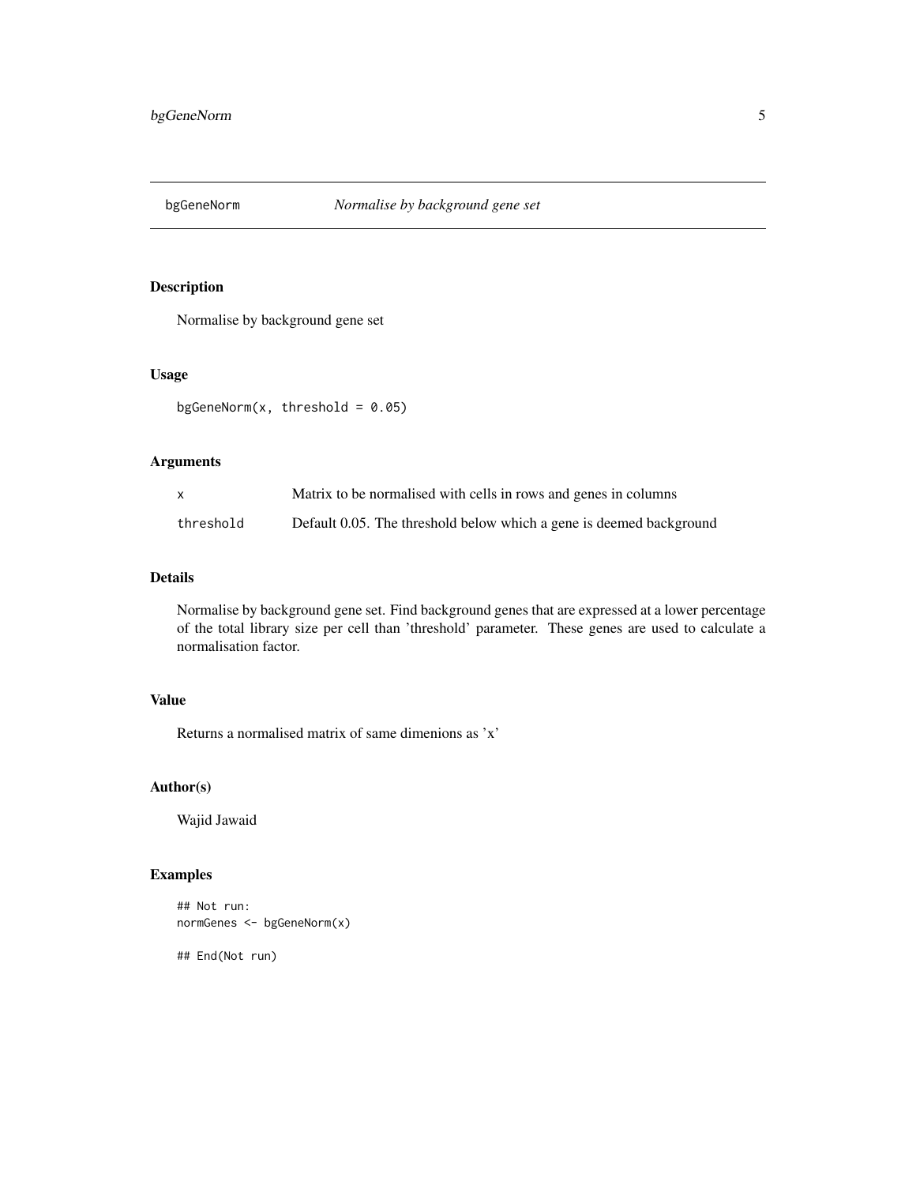# bgGeneNorm — *Normalise by background gene set*

## Description

Normalise by background gene set

## Usage

```
bgGeneNorm(x, threshold = 0.05)
```

## Arguments

| | |
|---|---|
| x | Matrix to be normalised with cells in rows and genes in columns |
| threshold | Default 0.05. The threshold below which a gene is deemed background |

## Details

Normalise by background gene set. Find background genes that are expressed at a lower percentage of the total library size per cell than 'threshold' parameter. These genes are used to calculate a normalisation factor.

## Value

Returns a normalised matrix of same dimenions as 'x'

## Author(s)

Wajid Jawaid

## Examples

```
## Not run:
normGenes <- bgGeneNorm(x)

## End(Not run)
```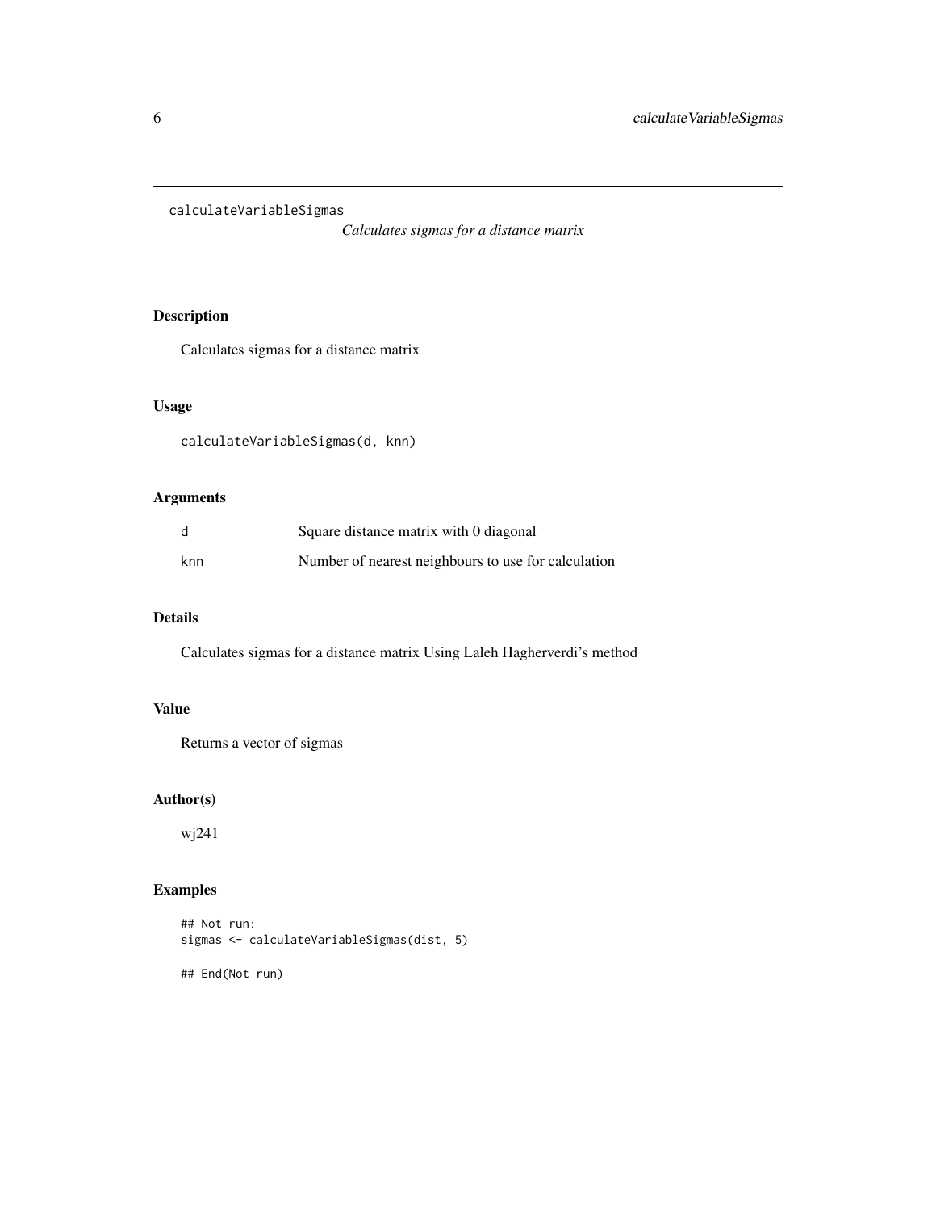calculateVariableSigmas *Calculates sigmas for a distance matrix*

## Description

Calculates sigmas for a distance matrix

## Usage

```
calculateVariableSigmas(d, knn)
```

## Arguments

| | |
|---|---|
| d | Square distance matrix with 0 diagonal |
| knn | Number of nearest neighbours to use for calculation |

## Details

Calculates sigmas for a distance matrix Using Laleh Hagherverdi's method

## Value

Returns a vector of sigmas

## Author(s)

wj241

## Examples

```
## Not run:
sigmas <- calculateVariableSigmas(dist, 5)

## End(Not run)
```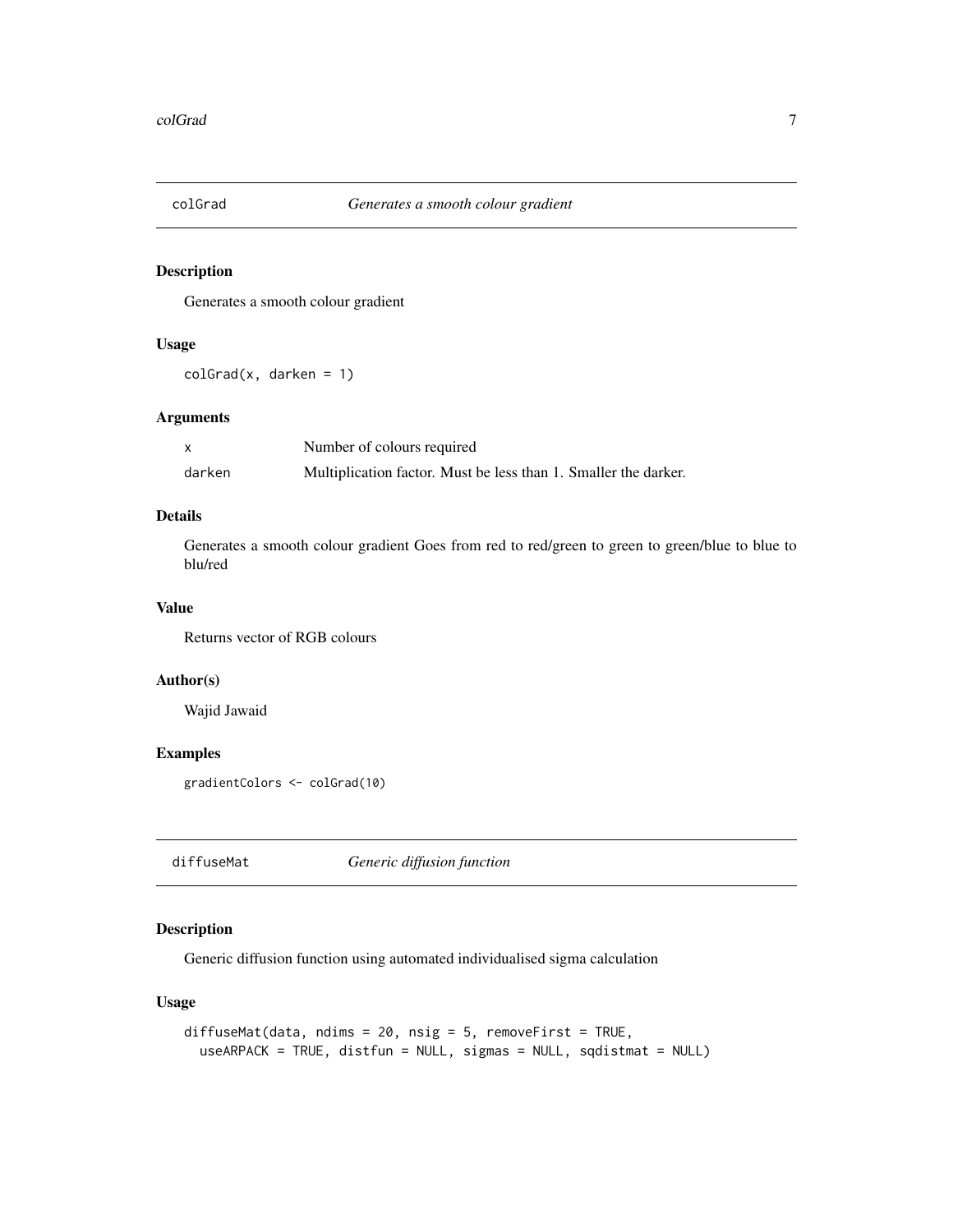## colGrad — *Generates a smooth colour gradient*

### Description

Generates a smooth colour gradient

### Usage

```
colGrad(x, darken = 1)
```

### Arguments

| | |
|---|---|
| x | Number of colours required |
| darken | Multiplication factor. Must be less than 1. Smaller the darker. |

### Details

Generates a smooth colour gradient Goes from red to red/green to green to green/blue to blue to blu/red

### Value

Returns vector of RGB colours

### Author(s)

Wajid Jawaid

### Examples

```
gradientColors <- colGrad(10)
```

## diffuseMat — *Generic diffusion function*

### Description

Generic diffusion function using automated individualised sigma calculation

### Usage

```
diffuseMat(data, ndims = 20, nsig = 5, removeFirst = TRUE,
  useARPACK = TRUE, distfun = NULL, sigmas = NULL, sqdistmat = NULL)
```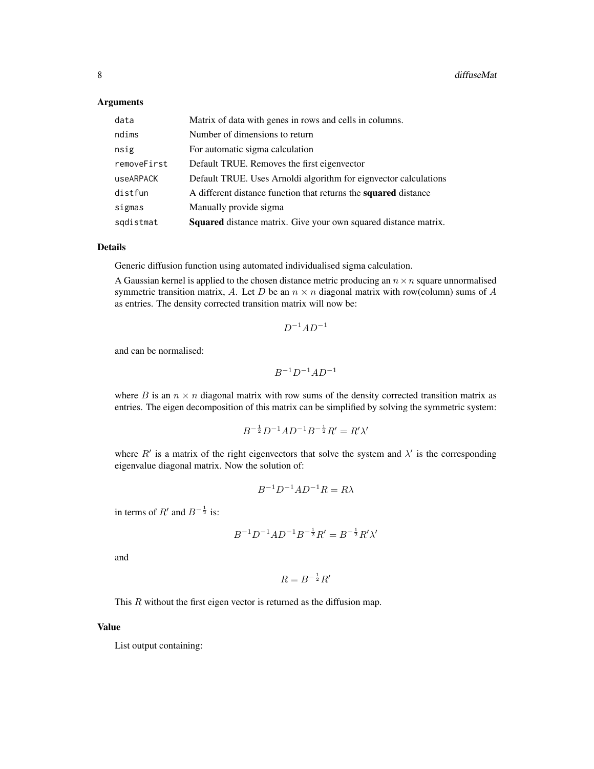### Arguments

| | |
|---|---|
| `data` | Matrix of data with genes in rows and cells in columns. |
| `ndims` | Number of dimensions to return |
| `nsig` | For automatic sigma calculation |
| `removeFirst` | Default TRUE. Removes the first eigenvector |
| `useARPACK` | Default TRUE. Uses Arnoldi algorithm for eignvector calculations |
| `distfun` | A different distance function that returns the **squared** distance |
| `sigmas` | Manually provide sigma |
| `sqdistmat` | **Squared** distance matrix. Give your own squared distance matrix. |

### Details

Generic diffusion function using automated individualised sigma calculation.

A Gaussian kernel is applied to the chosen distance metric producing an $n \times n$ square unnormalised symmetric transition matrix, $A$. Let $D$ be an $n \times n$ diagonal matrix with row(column) sums of $A$ as entries. The density corrected transition matrix will now be:

$$D^{-1}AD^{-1}$$

and can be normalised:

$$B^{-1}D^{-1}AD^{-1}$$

where $B$ is an $n \times n$ diagonal matrix with row sums of the density corrected transition matrix as entries. The eigen decomposition of this matrix can be simplified by solving the symmetric system:

$$B^{-\frac{1}{2}}D^{-1}AD^{-1}B^{-\frac{1}{2}}R' = R'\lambda'$$

where $R'$ is a matrix of the right eigenvectors that solve the system and $\lambda'$ is the corresponding eigenvalue diagonal matrix. Now the solution of:

$$B^{-1}D^{-1}AD^{-1}R = R\lambda$$

in terms of $R'$ and $B^{-\frac{1}{2}}$ is:

$$B^{-1}D^{-1}AD^{-1}B^{-\frac{1}{2}}R' = B^{-\frac{1}{2}}R'\lambda'$$

and

$$R = B^{-\frac{1}{2}}R'$$

This $R$ without the first eigen vector is returned as the diffusion map.

### Value

List output containing: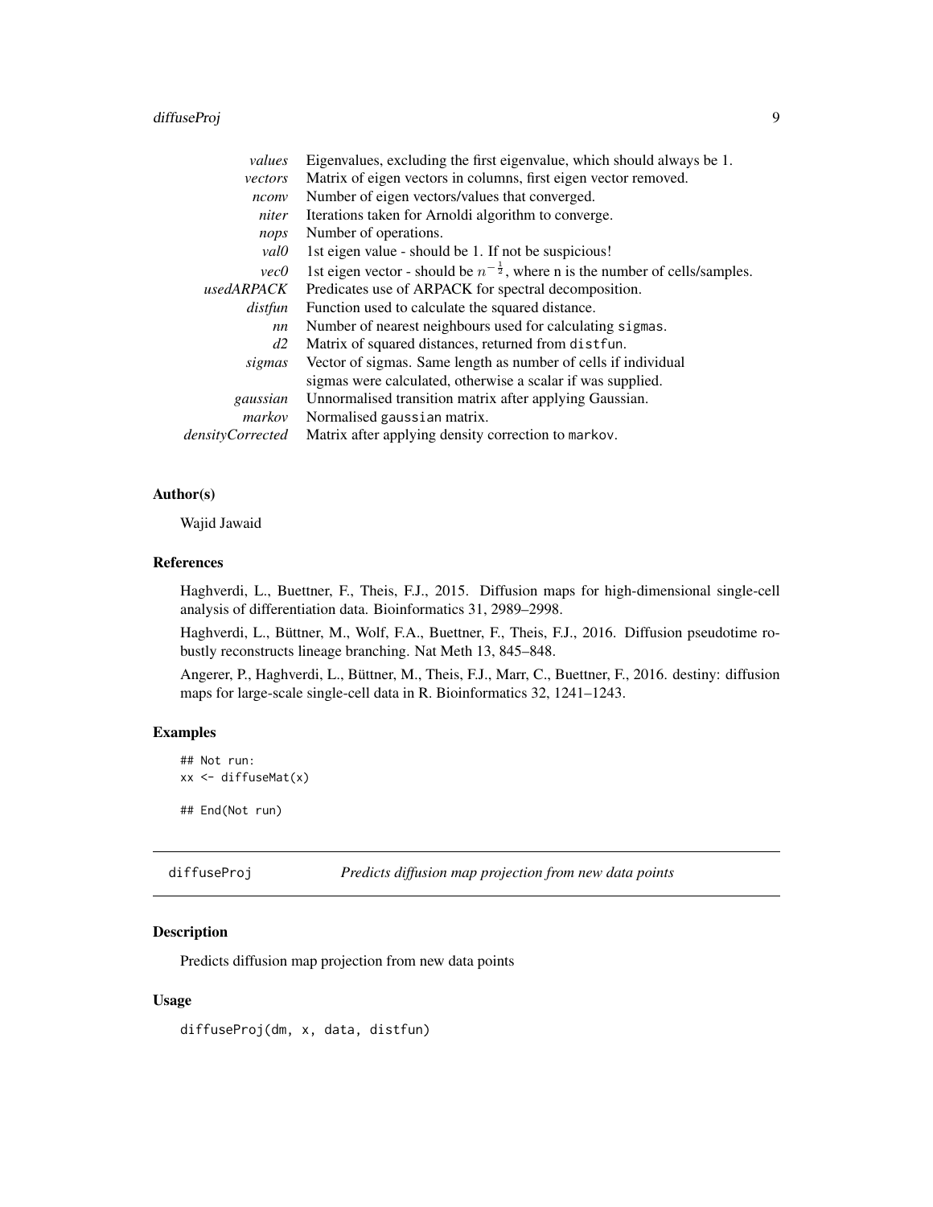| | |
|---|---|
| *values* | Eigenvalues, excluding the first eigenvalue, which should always be 1. |
| *vectors* | Matrix of eigen vectors in columns, first eigen vector removed. |
| *nconv* | Number of eigen vectors/values that converged. |
| *niter* | Iterations taken for Arnoldi algorithm to converge. |
| *nops* | Number of operations. |
| *val0* | 1st eigen value - should be 1. If not be suspicious! |
| *vec0* | 1st eigen vector - should be $n^{-\frac{1}{2}}$, where n is the number of cells/samples. |
| *usedARPACK* | Predicates use of ARPACK for spectral decomposition. |
| *distfun* | Function used to calculate the squared distance. |
| *nn* | Number of nearest neighbours used for calculating `sigmas`. |
| *d2* | Matrix of squared distances, returned from `distfun`. |
| *sigmas* | Vector of sigmas. Same length as number of cells if individual sigmas were calculated, otherwise a scalar if was supplied. |
| *gaussian* | Unnormalised transition matrix after applying Gaussian. |
| *markov* | Normalised `gaussian` matrix. |
| *densityCorrected* | Matrix after applying density correction to `markov`. |

### Author(s)

Wajid Jawaid

### References

Haghverdi, L., Buettner, F., Theis, F.J., 2015. Diffusion maps for high-dimensional single-cell analysis of differentiation data. Bioinformatics 31, 2989–2998.

Haghverdi, L., Büttner, M., Wolf, F.A., Buettner, F., Theis, F.J., 2016. Diffusion pseudotime robustly reconstructs lineage branching. Nat Meth 13, 845–848.

Angerer, P., Haghverdi, L., Büttner, M., Theis, F.J., Marr, C., Buettner, F., 2016. destiny: diffusion maps for large-scale single-cell data in R. Bioinformatics 32, 1241–1243.

### Examples

```
## Not run:
xx <- diffuseMat(x)

## End(Not run)
```

---

## diffuseProj — *Predicts diffusion map projection from new data points*

### Description

Predicts diffusion map projection from new data points

### Usage

```
diffuseProj(dm, x, data, distfun)
```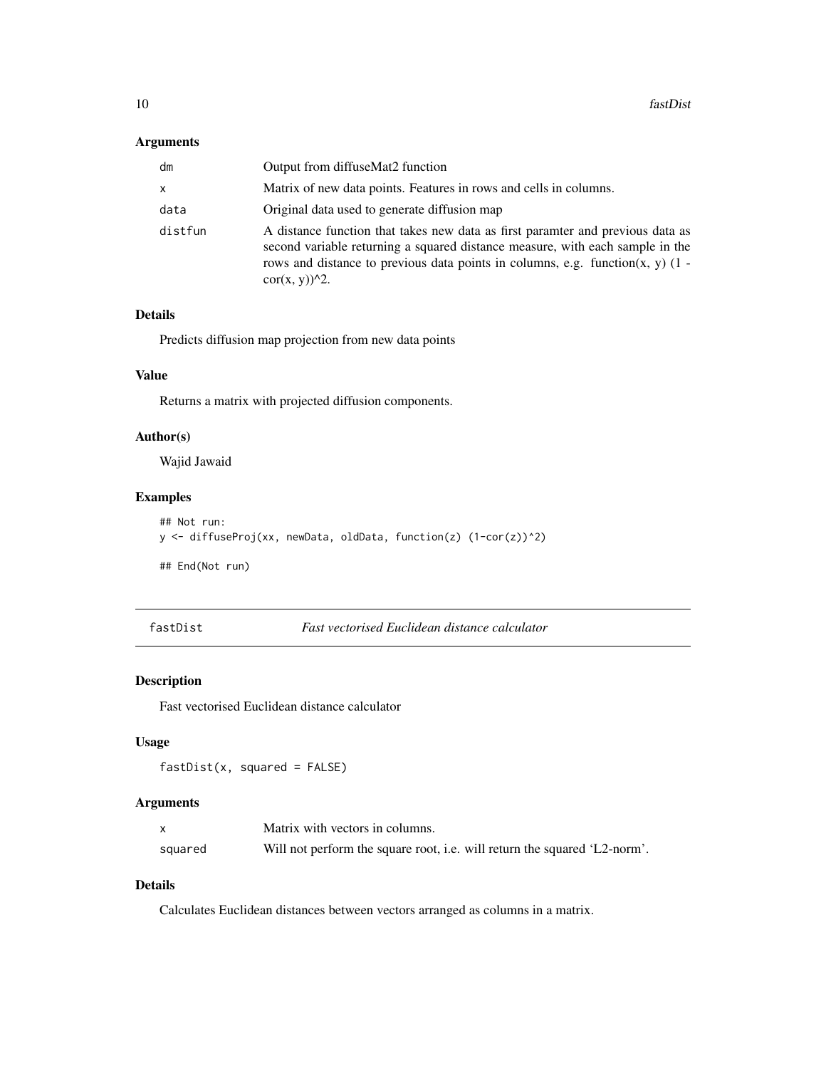### Arguments

| | |
|---|---|
| dm | Output from diffuseMat2 function |
| x | Matrix of new data points. Features in rows and cells in columns. |
| data | Original data used to generate diffusion map |
| distfun | A distance function that takes new data as first paramter and previous data as second variable returning a squared distance measure, with each sample in the rows and distance to previous data points in columns, e.g. function(x, y) (1 - cor(x, y))^2. |

### Details

Predicts diffusion map projection from new data points

### Value

Returns a matrix with projected diffusion components.

### Author(s)

Wajid Jawaid

### Examples

```
## Not run:
y <- diffuseProj(xx, newData, oldData, function(z) (1-cor(z))^2)

## End(Not run)
```

## fastDist — *Fast vectorised Euclidean distance calculator*

### Description

Fast vectorised Euclidean distance calculator

### Usage

```
fastDist(x, squared = FALSE)
```

### Arguments

| | |
|---|---|
| x | Matrix with vectors in columns. |
| squared | Will not perform the square root, i.e. will return the squared 'L2-norm'. |

### Details

Calculates Euclidean distances between vectors arranged as columns in a matrix.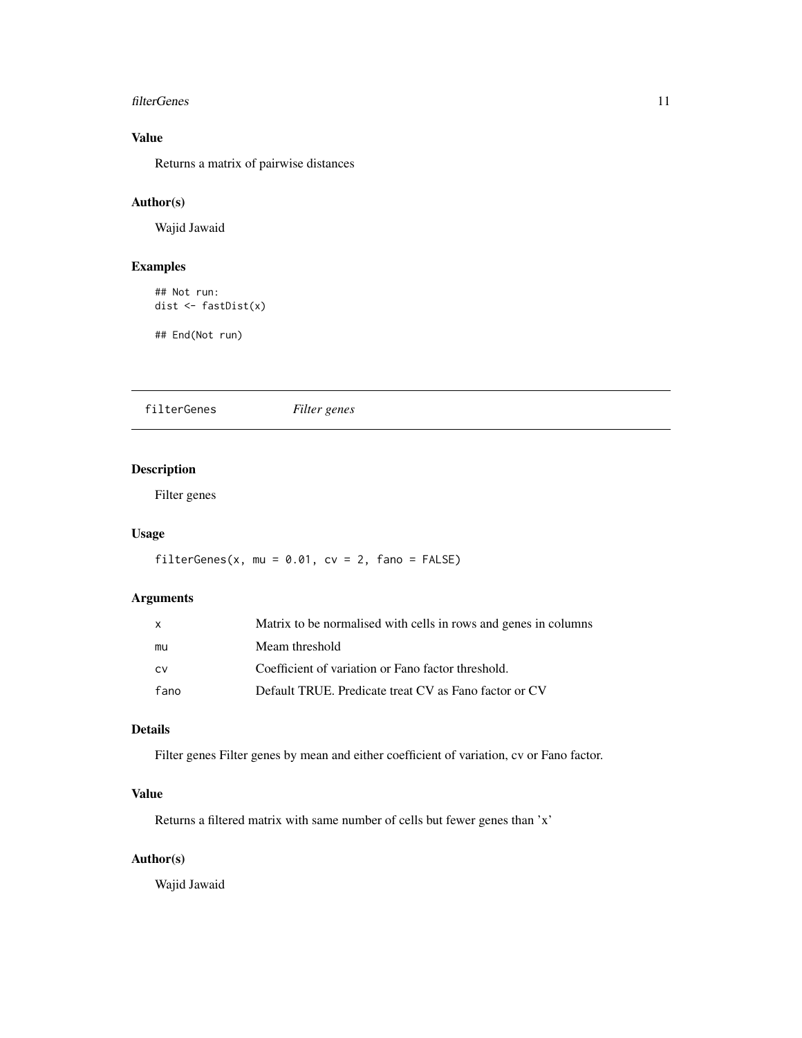## Value

Returns a matrix of pairwise distances

## Author(s)

Wajid Jawaid

## Examples

```
## Not run:
dist <- fastDist(x)

## End(Not run)
```

---

# filterGenes *Filter genes*

---

## Description

Filter genes

## Usage

```
filterGenes(x, mu = 0.01, cv = 2, fano = FALSE)
```

## Arguments

| | |
|---|---|
| x | Matrix to be normalised with cells in rows and genes in columns |
| mu | Meam threshold |
| cv | Coefficient of variation or Fano factor threshold. |
| fano | Default TRUE. Predicate treat CV as Fano factor or CV |

## Details

Filter genes Filter genes by mean and either coefficient of variation, cv or Fano factor.

## Value

Returns a filtered matrix with same number of cells but fewer genes than 'x'

## Author(s)

Wajid Jawaid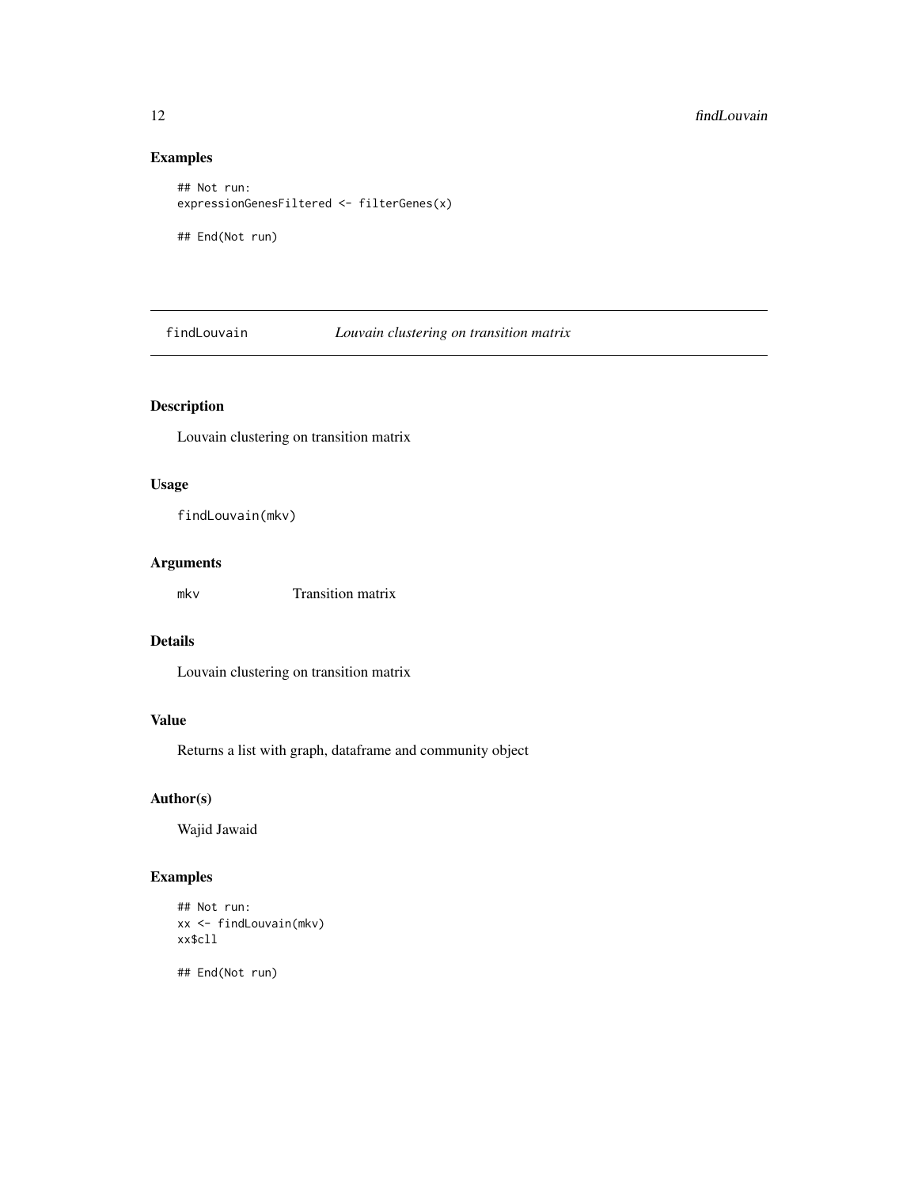### Examples

```
## Not run:
expressionGenesFiltered <- filterGenes(x)

## End(Not run)
```

---

## findLouvain — *Louvain clustering on transition matrix*

### Description

Louvain clustering on transition matrix

### Usage

```
findLouvain(mkv)
```

### Arguments

| | |
|---|---|
| `mkv` | Transition matrix |

### Details

Louvain clustering on transition matrix

### Value

Returns a list with graph, dataframe and community object

### Author(s)

Wajid Jawaid

### Examples

```
## Not run:
xx <- findLouvain(mkv)
xx$cll

## End(Not run)
```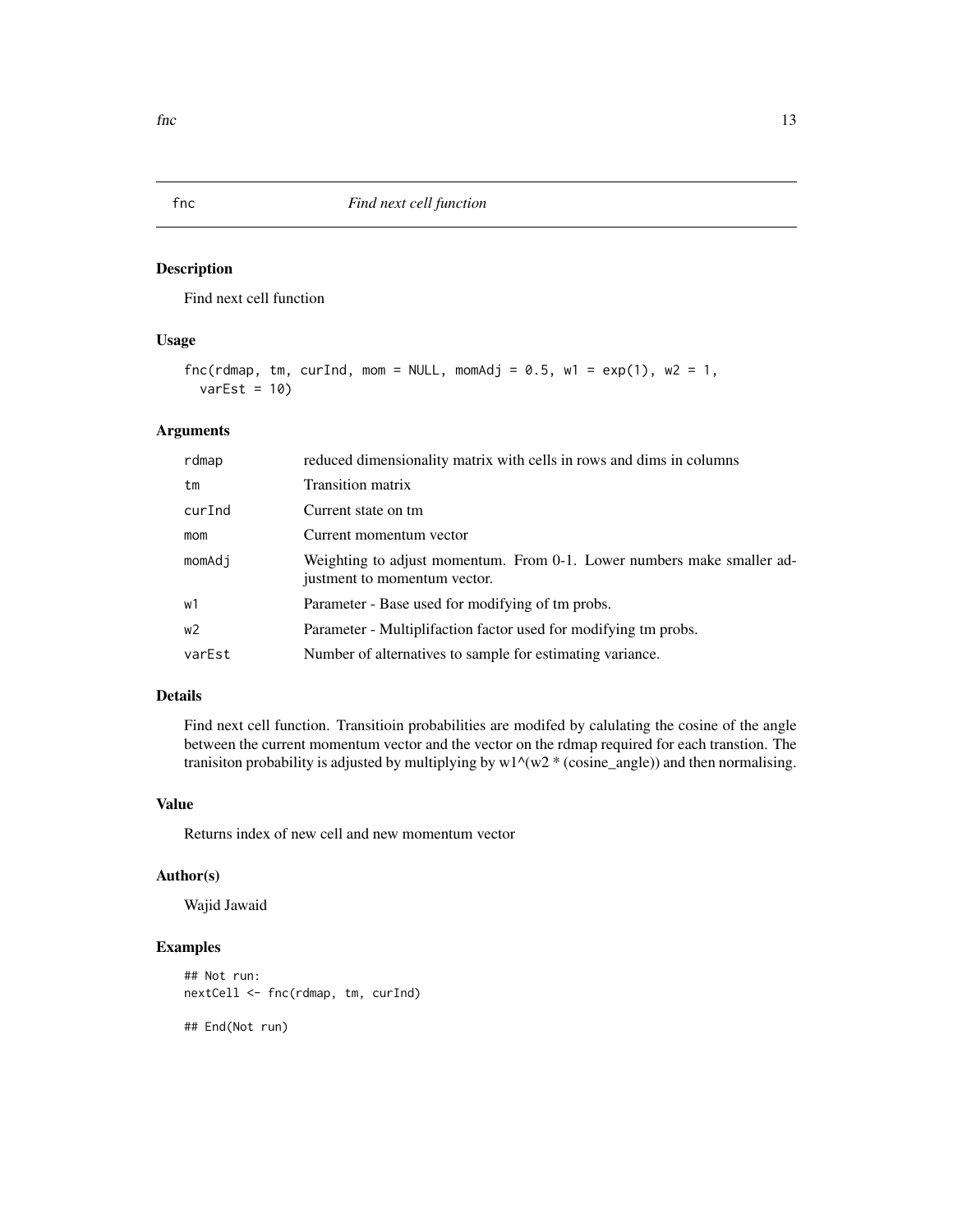# fnc — *Find next cell function*

## Description

Find next cell function

## Usage

```
fnc(rdmap, tm, curInd, mom = NULL, momAdj = 0.5, w1 = exp(1), w2 = 1,
  varEst = 10)
```

## Arguments

| | |
|---|---|
| rdmap | reduced dimensionality matrix with cells in rows and dims in columns |
| tm | Transition matrix |
| curInd | Current state on tm |
| mom | Current momentum vector |
| momAdj | Weighting to adjust momentum. From 0-1. Lower numbers make smaller adjustment to momentum vector. |
| w1 | Parameter - Base used for modifying of tm probs. |
| w2 | Parameter - Multiplifaction factor used for modifying tm probs. |
| varEst | Number of alternatives to sample for estimating variance. |

## Details

Find next cell function. Transitioin probabilities are modifed by calulating the cosine of the angle between the current momentum vector and the vector on the rdmap required for each transtion. The tranisiton probability is adjusted by multiplying by w1^(w2 * (cosine_angle)) and then normalising.

## Value

Returns index of new cell and new momentum vector

## Author(s)

Wajid Jawaid

## Examples

```
## Not run:
nextCell <- fnc(rdmap, tm, curInd)

## End(Not run)
```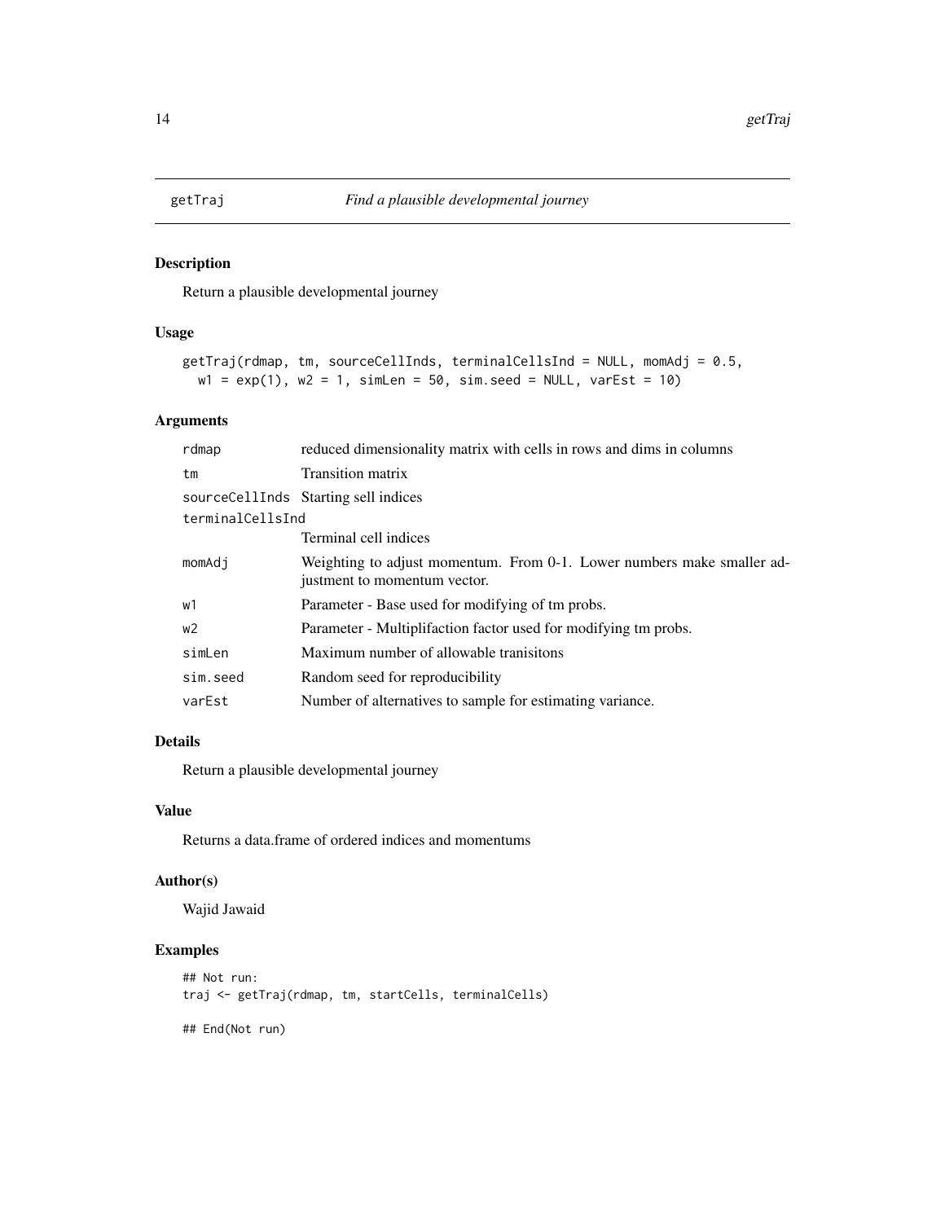# getTraj *Find a plausible developmental journey*

## Description

Return a plausible developmental journey

## Usage

```
getTraj(rdmap, tm, sourceCellInds, terminalCellsInd = NULL, momAdj = 0.5,
  w1 = exp(1), w2 = 1, simLen = 50, sim.seed = NULL, varEst = 10)
```

## Arguments

| | |
|---|---|
| rdmap | reduced dimensionality matrix with cells in rows and dims in columns |
| tm | Transition matrix |
| sourceCellInds | Starting sell indices |
| terminalCellsInd | Terminal cell indices |
| momAdj | Weighting to adjust momentum. From 0-1. Lower numbers make smaller adjustment to momentum vector. |
| w1 | Parameter - Base used for modifying of tm probs. |
| w2 | Parameter - Multiplifaction factor used for modifying tm probs. |
| simLen | Maximum number of allowable tranisitons |
| sim.seed | Random seed for reproducibility |
| varEst | Number of alternatives to sample for estimating variance. |

## Details

Return a plausible developmental journey

## Value

Returns a data.frame of ordered indices and momentums

## Author(s)

Wajid Jawaid

## Examples

```
## Not run:
traj <- getTraj(rdmap, tm, startCells, terminalCells)

## End(Not run)
```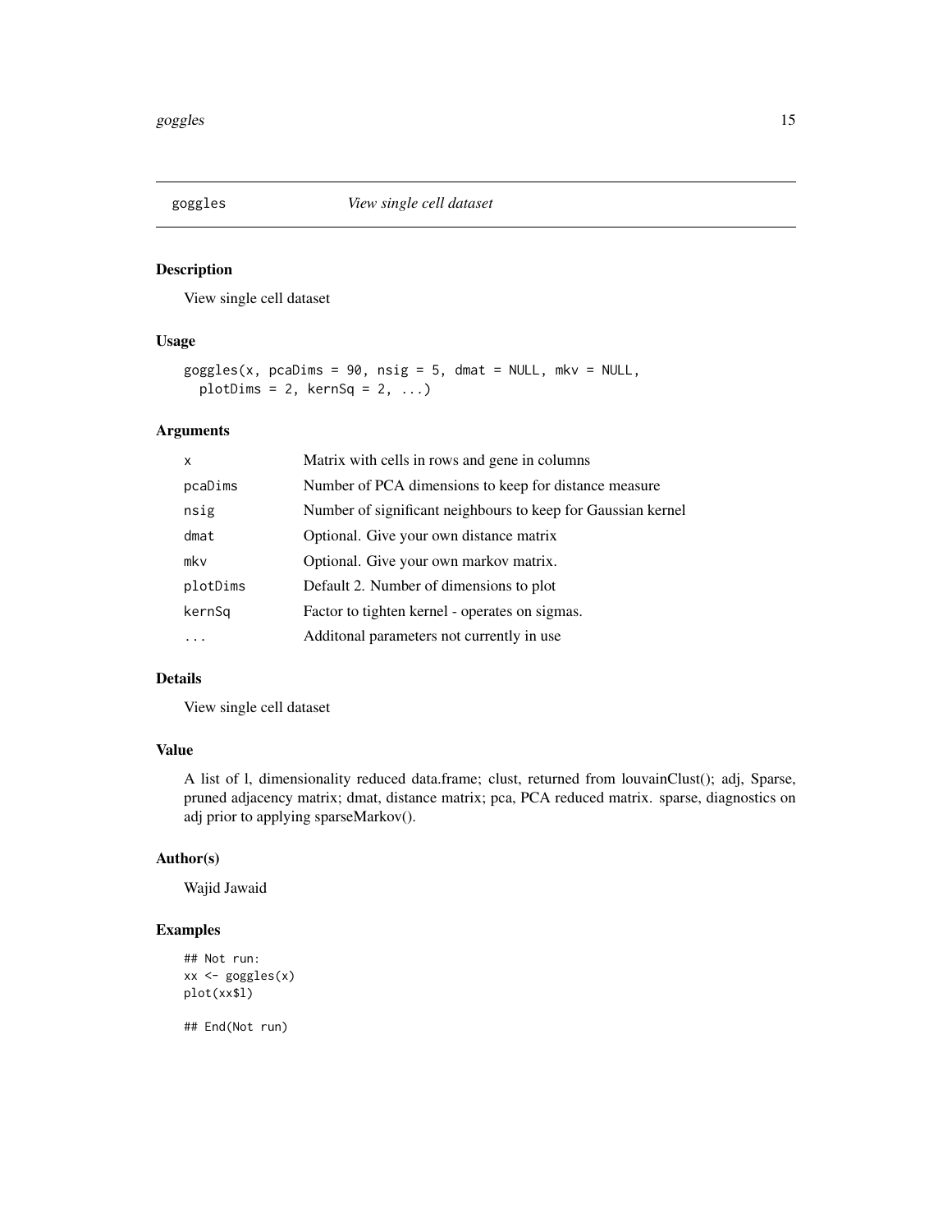## goggles — *View single cell dataset*

### Description

View single cell dataset

### Usage

```
goggles(x, pcaDims = 90, nsig = 5, dmat = NULL, mkv = NULL,
  plotDims = 2, kernSq = 2, ...)
```

### Arguments

| | |
|---|---|
| x | Matrix with cells in rows and gene in columns |
| pcaDims | Number of PCA dimensions to keep for distance measure |
| nsig | Number of significant neighbours to keep for Gaussian kernel |
| dmat | Optional. Give your own distance matrix |
| mkv | Optional. Give your own markov matrix. |
| plotDims | Default 2. Number of dimensions to plot |
| kernSq | Factor to tighten kernel - operates on sigmas. |
| ... | Additonal parameters not currently in use |

### Details

View single cell dataset

### Value

A list of l, dimensionality reduced data.frame; clust, returned from louvainClust(); adj, Sparse, pruned adjacency matrix; dmat, distance matrix; pca, PCA reduced matrix. sparse, diagnostics on adj prior to applying sparseMarkov().

### Author(s)

Wajid Jawaid

### Examples

```
## Not run:
xx <- goggles(x)
plot(xx$l)

## End(Not run)
```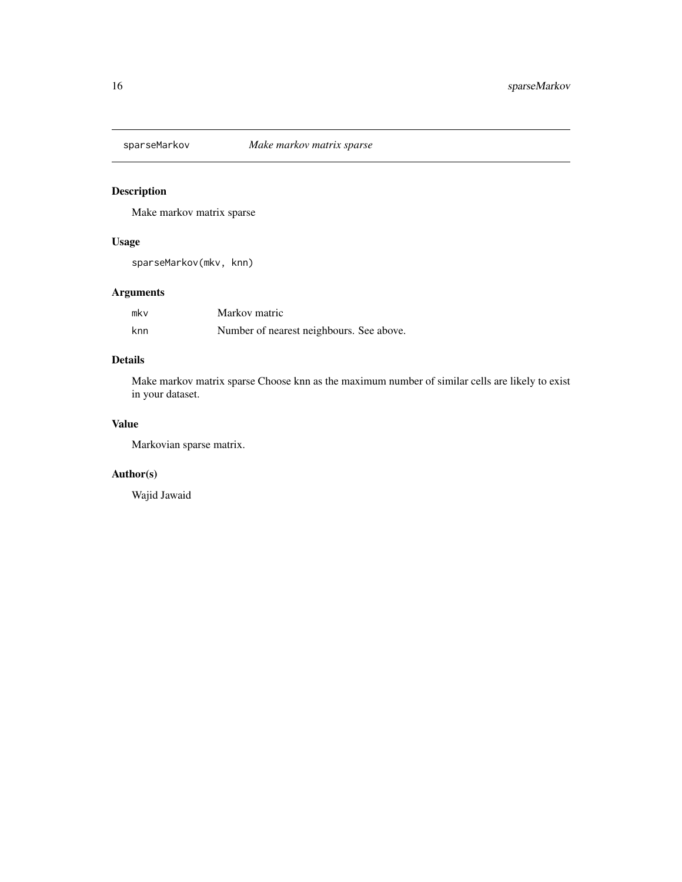# sparseMarkov — *Make markov matrix sparse*

## Description

Make markov matrix sparse

## Usage

```
sparseMarkov(mkv, knn)
```

## Arguments

| | |
|---|---|
| mkv | Markov matric |
| knn | Number of nearest neighbours. See above. |

## Details

Make markov matrix sparse Choose knn as the maximum number of similar cells are likely to exist in your dataset.

## Value

Markovian sparse matrix.

## Author(s)

Wajid Jawaid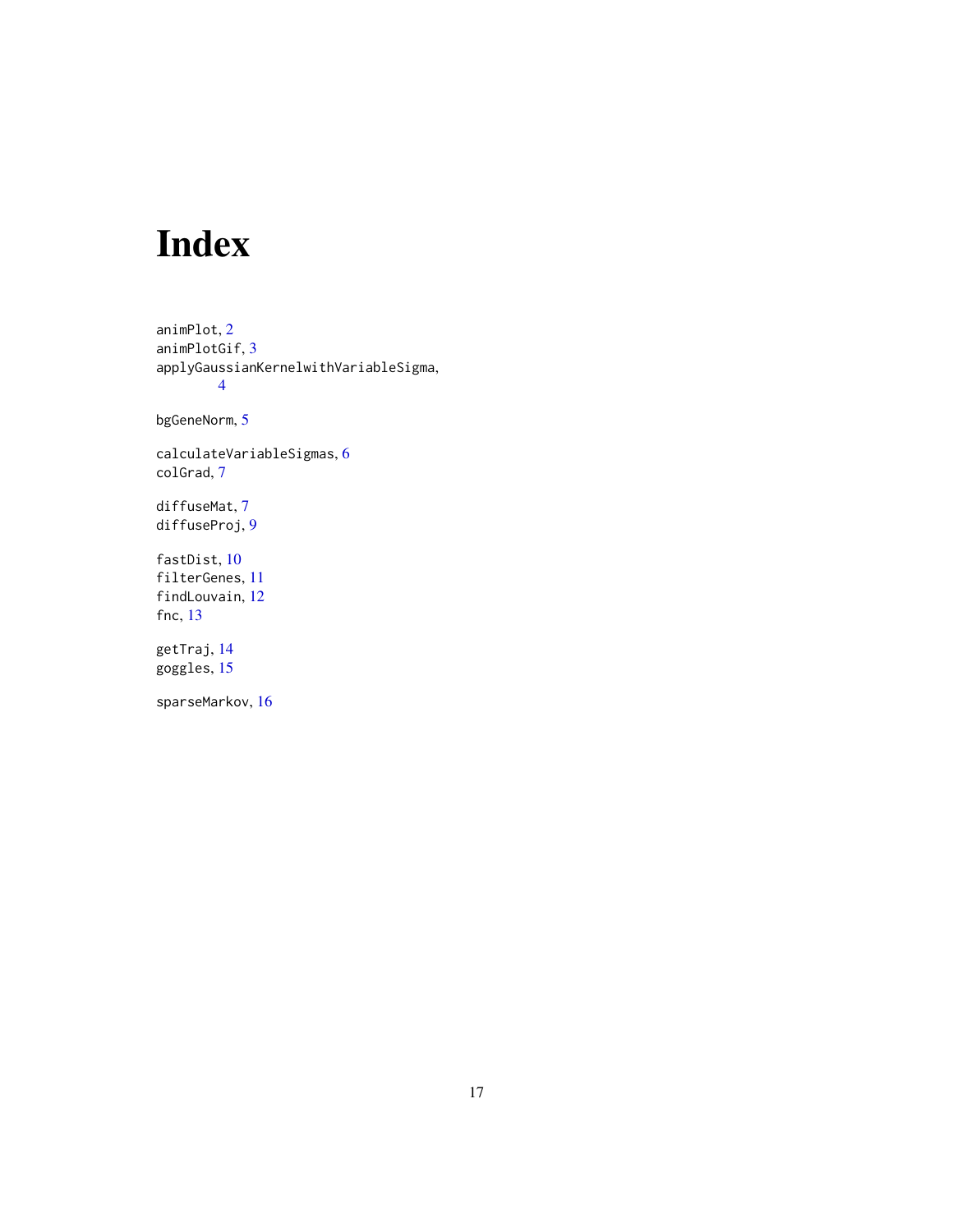# Index

animPlot, 2
animPlotGif, 3
applyGaussianKernelwithVariableSigma, 4

bgGeneNorm, 5

calculateVariableSigmas, 6
colGrad, 7

diffuseMat, 7
diffuseProj, 9

fastDist, 10
filterGenes, 11
findLouvain, 12
fnc, 13

getTraj, 14
goggles, 15

sparseMarkov, 16